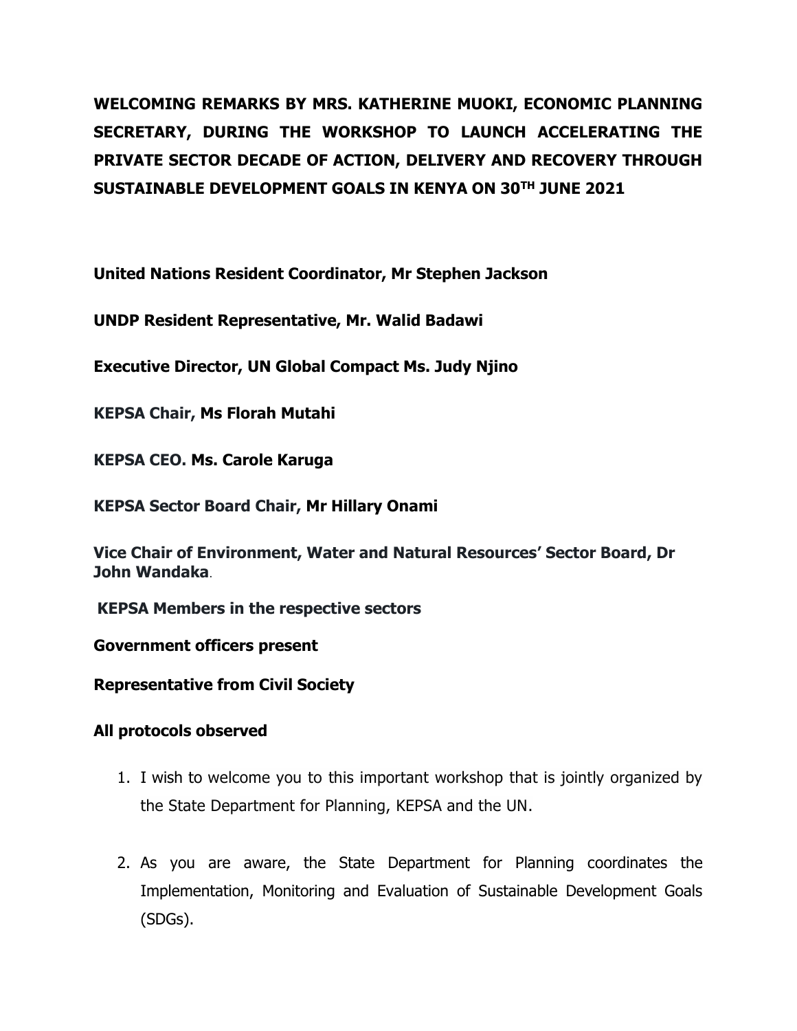**WELCOMING REMARKS BY MRS. KATHERINE MUOKI, ECONOMIC PLANNING SECRETARY, DURING THE WORKSHOP TO LAUNCH ACCELERATING THE PRIVATE SECTOR DECADE OF ACTION, DELIVERY AND RECOVERY THROUGH SUSTAINABLE DEVELOPMENT GOALS IN KENYA ON 30TH JUNE 2021**

**United Nations Resident Coordinator, Mr Stephen Jackson**

**UNDP Resident Representative, Mr. Walid Badawi**

**Executive Director, UN Global Compact Ms. Judy Njino**

**KEPSA Chair, Ms Florah Mutahi**

**KEPSA CEO. Ms. Carole Karuga**

**KEPSA Sector Board Chair, Mr Hillary Onami**

**Vice Chair of Environment, Water and Natural Resources' Sector Board, Dr John Wandaka**.

**KEPSA Members in the respective sectors**

**Government officers present**

**Representative from Civil Society**

**All protocols observed**

1. I wish to welcome you to this important workshop that is jointly organized by the State Department for Planning, KEPSA and the UN.

2. As you are aware, the State Department for Planning coordinates the Implementation, Monitoring and Evaluation of Sustainable Development Goals (SDGs).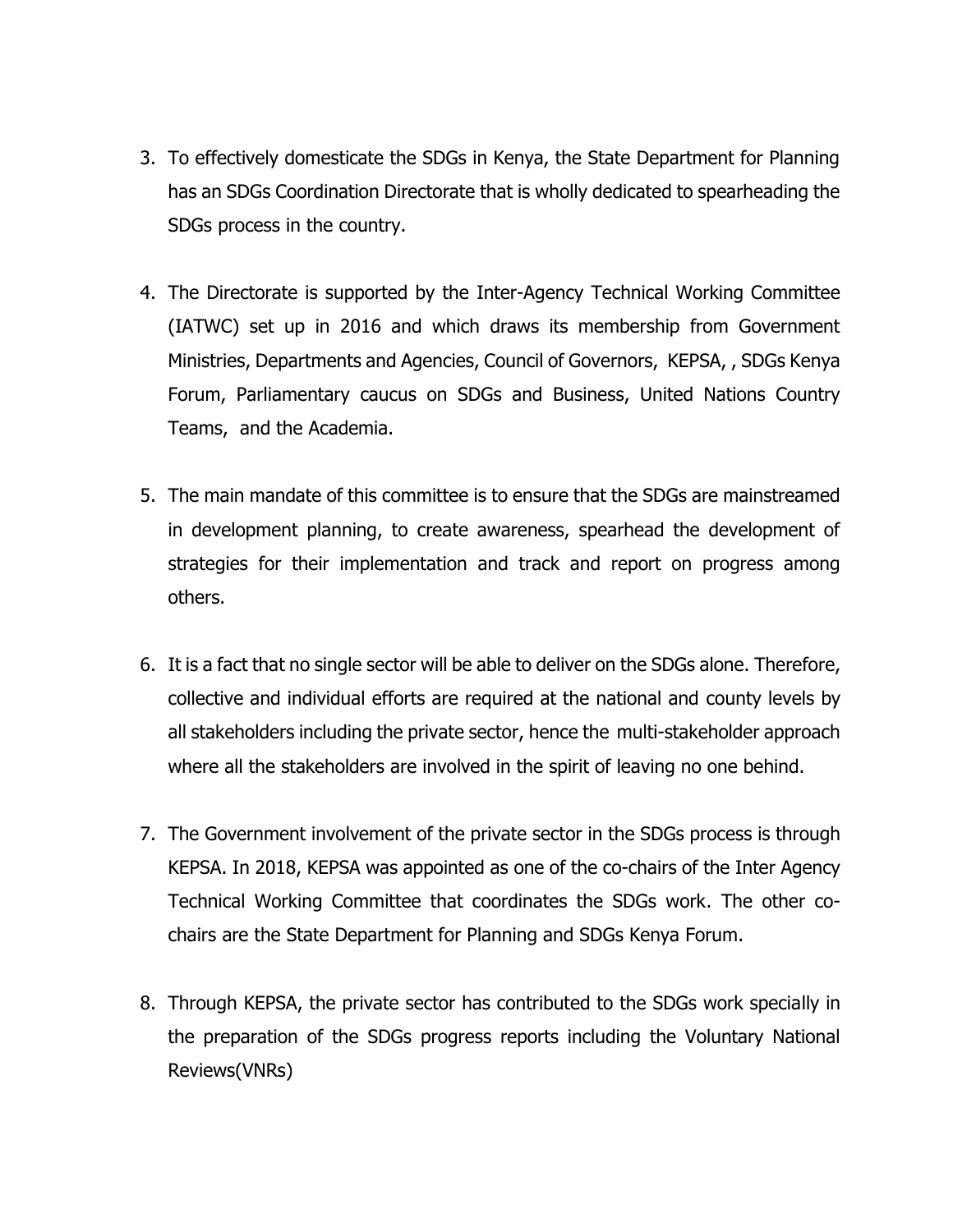3. To effectively domesticate the SDGs in Kenya, the State Department for Planning has an SDGs Coordination Directorate that is wholly dedicated to spearheading the SDGs process in the country.

4. The Directorate is supported by the Inter-Agency Technical Working Committee (IATWC) set up in 2016 and which draws its membership from Government Ministries, Departments and Agencies, Council of Governors, KEPSA, , SDGs Kenya Forum, Parliamentary caucus on SDGs and Business, United Nations Country Teams, and the Academia.

5. The main mandate of this committee is to ensure that the SDGs are mainstreamed in development planning, to create awareness, spearhead the development of strategies for their implementation and track and report on progress among others.

6. It is a fact that no single sector will be able to deliver on the SDGs alone. Therefore, collective and individual efforts are required at the national and county levels by all stakeholders including the private sector, hence the multi-stakeholder approach where all the stakeholders are involved in the spirit of leaving no one behind.

7. The Government involvement of the private sector in the SDGs process is through KEPSA. In 2018, KEPSA was appointed as one of the co-chairs of the Inter Agency Technical Working Committee that coordinates the SDGs work. The other co-chairs are the State Department for Planning and SDGs Kenya Forum.

8. Through KEPSA, the private sector has contributed to the SDGs work specially in the preparation of the SDGs progress reports including the Voluntary National Reviews(VNRs)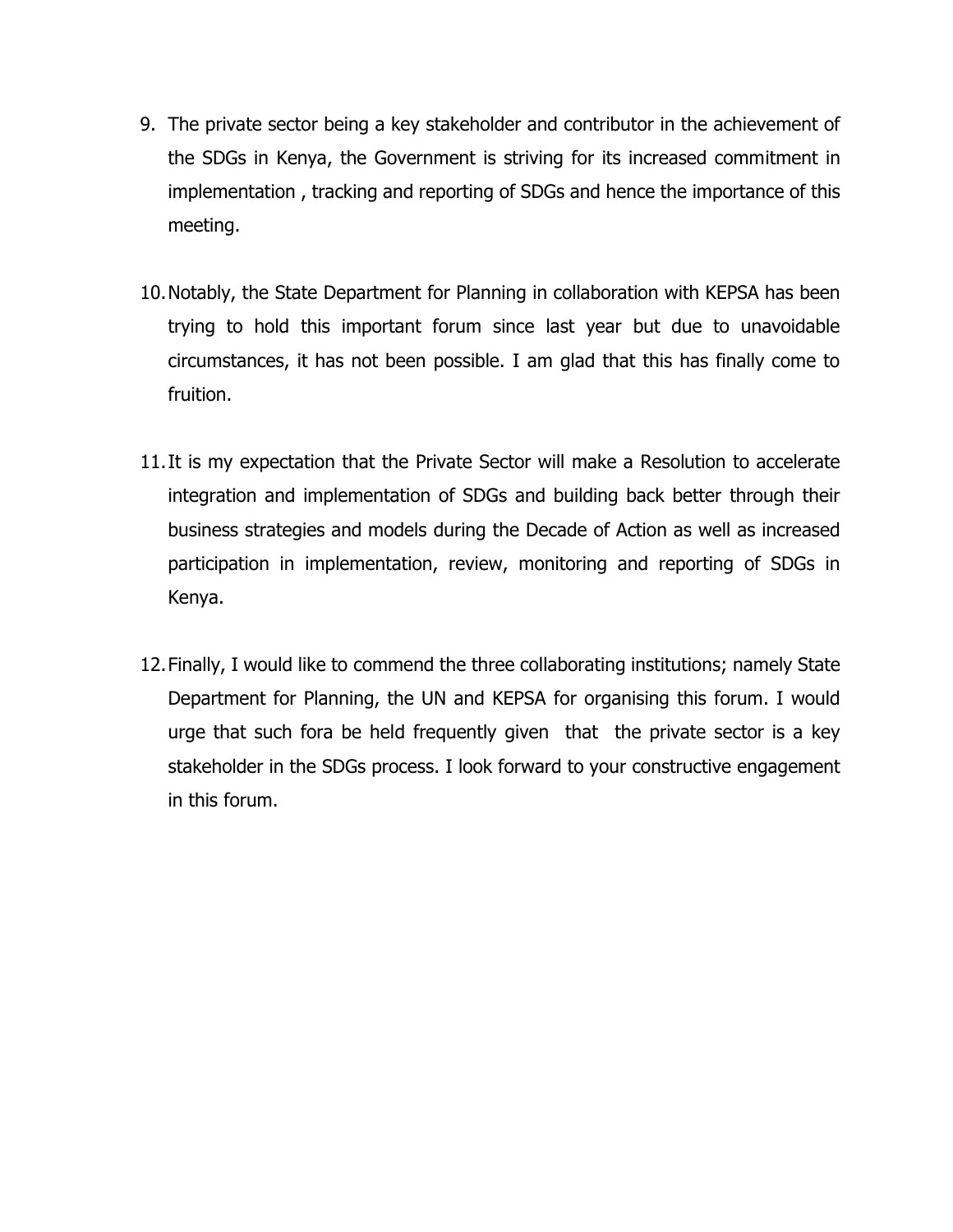9. The private sector being a key stakeholder and contributor in the achievement of the SDGs in Kenya, the Government is striving for its increased commitment in implementation , tracking and reporting of SDGs and hence the importance of this meeting.

10. Notably, the State Department for Planning in collaboration with KEPSA has been trying to hold this important forum since last year but due to unavoidable circumstances, it has not been possible. I am glad that this has finally come to fruition.

11. It is my expectation that the Private Sector will make a Resolution to accelerate integration and implementation of SDGs and building back better through their business strategies and models during the Decade of Action as well as increased participation in implementation, review, monitoring and reporting of SDGs in Kenya.

12. Finally, I would like to commend the three collaborating institutions; namely State Department for Planning, the UN and KEPSA for organising this forum. I would urge that such fora be held frequently given that the private sector is a key stakeholder in the SDGs process. I look forward to your constructive engagement in this forum.